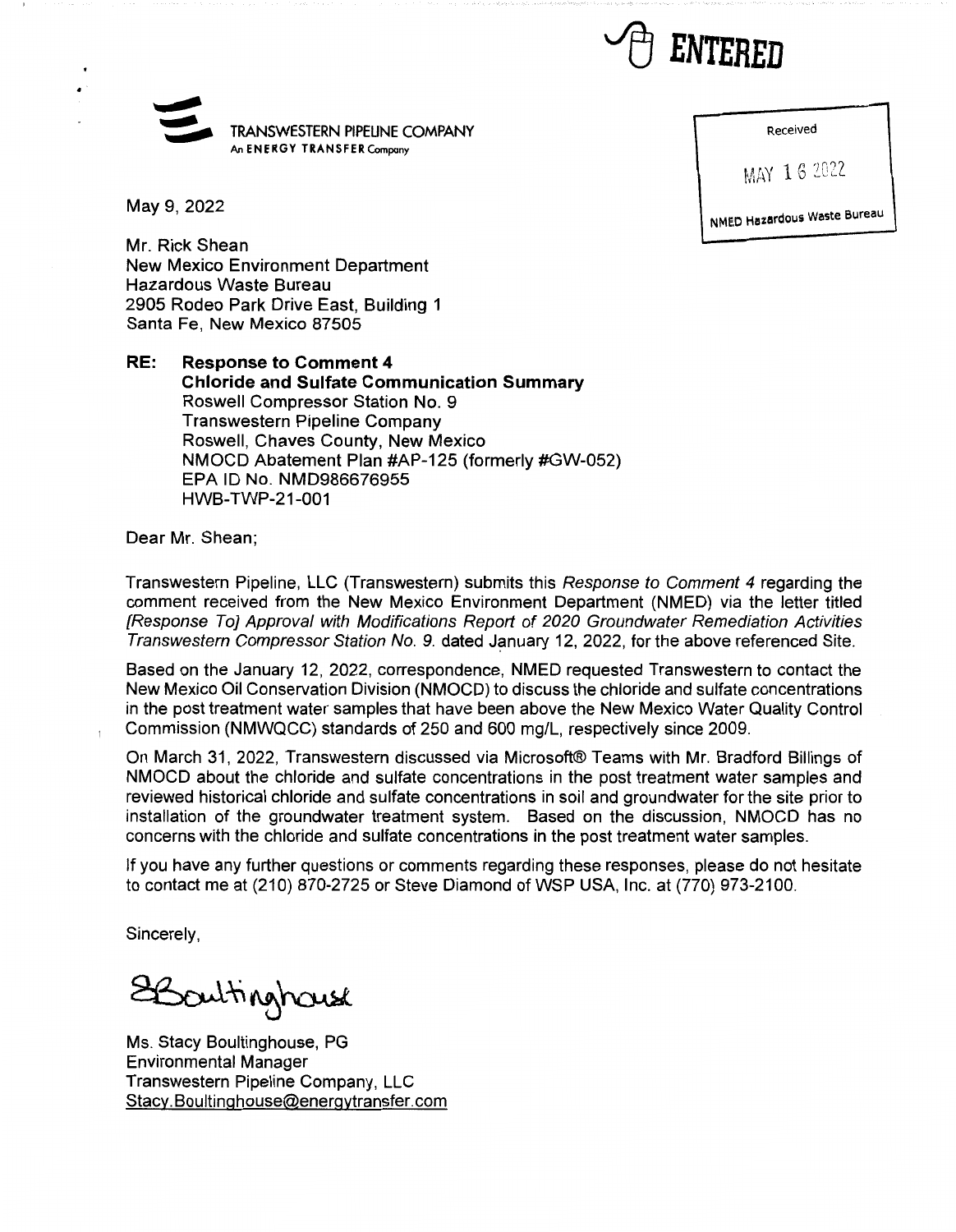ENTERED

TRANSWESTERN PIPELINE COMPANY
An ENERGY TRANSFER Company

Received

MAY 16 2022

NMED Hazardous Waste Bureau

May 9, 2022

Mr. Rick Shean
New Mexico Environment Department
Hazardous Waste Bureau
2905 Rodeo Park Drive East, Building 1
Santa Fe, New Mexico 87505

**RE: Response to Comment 4**
**Chloride and Sulfate Communication Summary**
Roswell Compressor Station No. 9
Transwestern Pipeline Company
Roswell, Chaves County, New Mexico
NMOCD Abatement Plan #AP-125 (formerly #GW-052)
EPA ID No. NMD986676955
HWB-TWP-21-001

Dear Mr. Shean;

Transwestern Pipeline, LLC (Transwestern) submits this *Response to Comment 4* regarding the comment received from the New Mexico Environment Department (NMED) via the letter titled *[Response To] Approval with Modifications Report of 2020 Groundwater Remediation Activities Transwestern Compressor Station No. 9.* dated January 12, 2022, for the above referenced Site.

Based on the January 12, 2022, correspondence, NMED requested Transwestern to contact the New Mexico Oil Conservation Division (NMOCD) to discuss the chloride and sulfate concentrations in the post treatment water samples that have been above the New Mexico Water Quality Control Commission (NMWQCC) standards of 250 and 600 mg/L, respectively since 2009.

On March 31, 2022, Transwestern discussed via Microsoft® Teams with Mr. Bradford Billings of NMOCD about the chloride and sulfate concentrations in the post treatment water samples and reviewed historical chloride and sulfate concentrations in soil and groundwater for the site prior to installation of the groundwater treatment system. Based on the discussion, NMOCD has no concerns with the chloride and sulfate concentrations in the post treatment water samples.

If you have any further questions or comments regarding these responses, please do not hesitate to contact me at (210) 870-2725 or Steve Diamond of WSP USA, Inc. at (770) 973-2100.

Sincerely,

SBoultinghouse

Ms. Stacy Boultinghouse, PG
Environmental Manager
Transwestern Pipeline Company, LLC
Stacy.Boultinghouse@energytransfer.com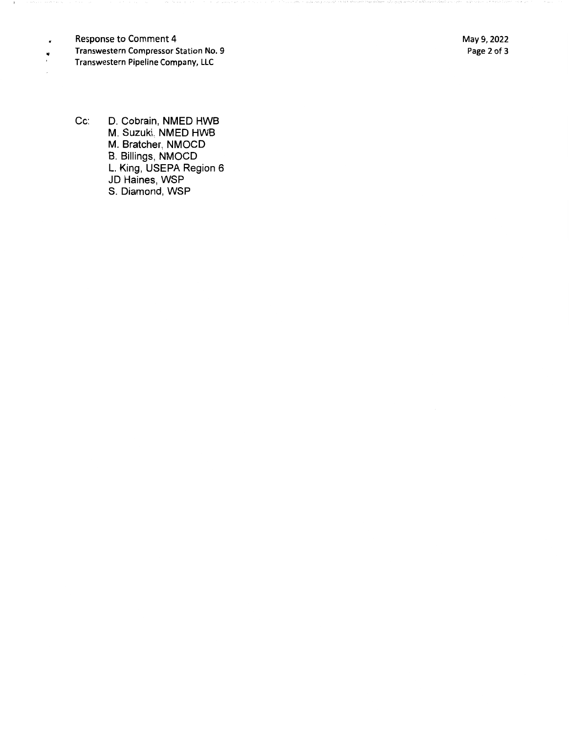Cc: D. Cobrain, NMED HWB
M. Suzuki, NMED HWB
M. Bratcher, NMOCD
B. Billings, NMOCD
L. King, USEPA Region 6
JD Haines, WSP
S. Diamond, WSP